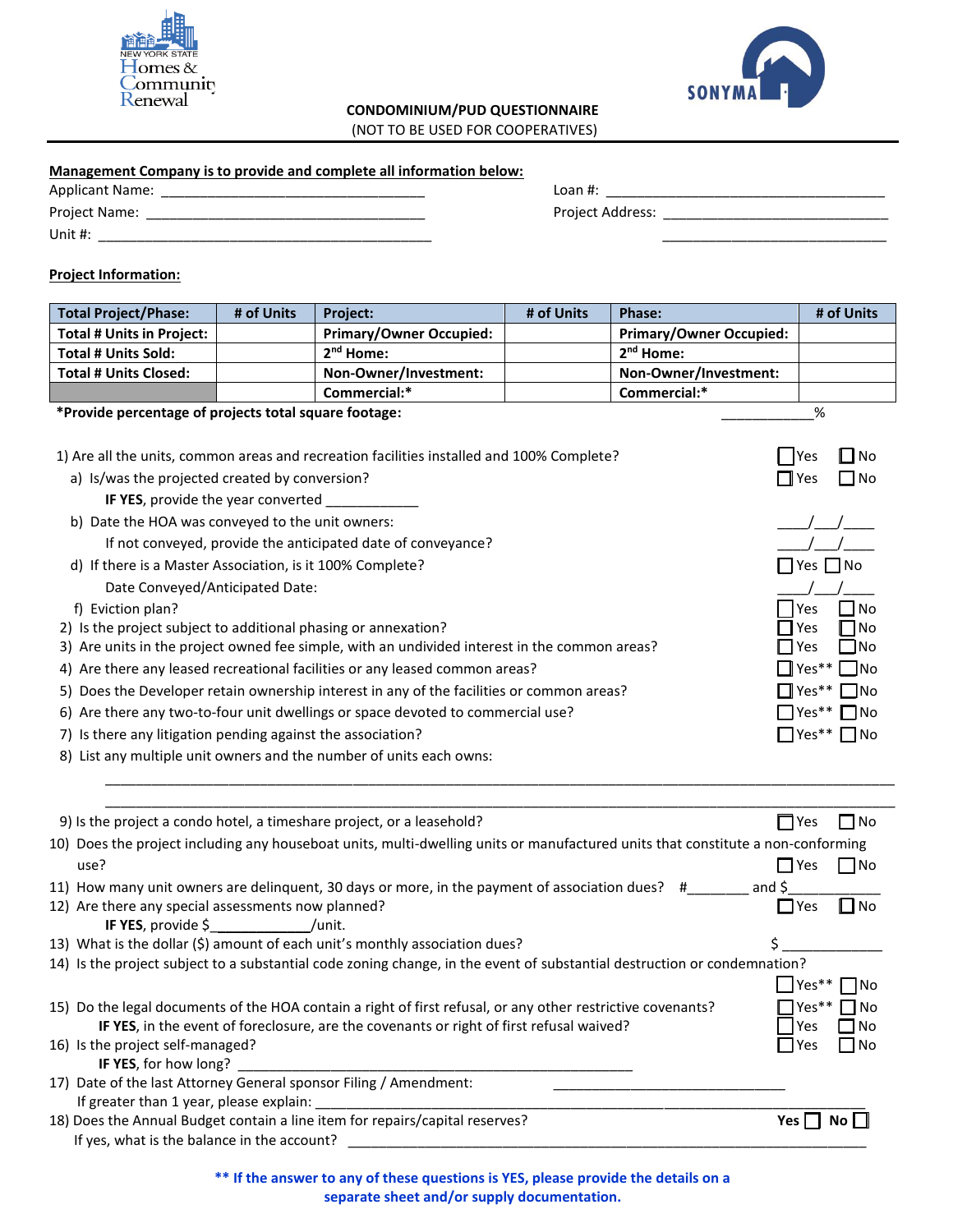NEW YORK STATE Homes & Community Renewal

SONYMA

**CONDOMINIUM/PUD QUESTIONNAIRE**
(NOT TO BE USED FOR COOPERATIVES)

**Management Company is to provide and complete all information below:**

Applicant Name: ___________________________________ Loan #: ______________________________________

Project Name: ____________________________________ Project Address: ______________________________

Unit #: ____________________________________________ ______________________________

**Project Information:**

| Total Project/Phase: | # of Units | Project: | # of Units | Phase: | # of Units |
|---|---|---|---|---|---|
| Total # Units in Project: | | Primary/Owner Occupied: | | Primary/Owner Occupied: | |
| Total # Units Sold: | | 2nd Home: | | 2nd Home: | |
| Total # Units Closed: | | Non-Owner/Investment: | | Non-Owner/Investment: | |
| | | Commercial:* | | Commercial:* | |

**\*Provide percentage of projects total square footage:** ___________%

1) Are all the units, common areas and recreation facilities installed and 100% Complete? ☐ Yes ☐ No
   a) Is/was the projected created by conversion? ☐ Yes ☐ No
      **IF YES**, provide the year converted ____________
   b) Date the HOA was conveyed to the unit owners: ___/___/____
      If not conveyed, provide the anticipated date of conveyance? ___/___/____
   d) If there is a Master Association, is it 100% Complete? ☐ Yes ☐ No
      Date Conveyed/Anticipated Date: ___/___/____
   f) Eviction plan? ☐ Yes ☐ No
2) Is the project subject to additional phasing or annexation? ☐ Yes ☐ No
3) Are units in the project owned fee simple, with an undivided interest in the common areas? ☐ Yes ☐ No
4) Are there any leased recreational facilities or any leased common areas? ☐ Yes** ☐ No
5) Does the Developer retain ownership interest in any of the facilities or common areas? ☐ Yes** ☐ No
6) Are there any two-to-four unit dwellings or space devoted to commercial use? ☐ Yes** ☐ No
7) Is there any litigation pending against the association? ☐ Yes** ☐ No
8) List any multiple unit owners and the number of units each owns:

______________________________________________________________________________

______________________________________________________________________________

9) Is the project a condo hotel, a timeshare project, or a leasehold? ☐ Yes ☐ No
10) Does the project including any houseboat units, multi-dwelling units or manufactured units that constitute a non-conforming use? ☐ Yes ☐ No
11) How many unit owners are delinquent, 30 days or more, in the payment of association dues? #________ and $____________
12) Are there any special assessments now planned? ☐ Yes ☐ No
    **IF YES**, provide $_____________/unit.
13) What is the dollar ($) amount of each unit's monthly association dues? $ ____________
14) Is the project subject to a substantial code zoning change, in the event of substantial destruction or condemnation? ☐ Yes** ☐ No
15) Do the legal documents of the HOA contain a right of first refusal, or any other restrictive covenants? ☐ Yes** ☐ No
    **IF YES**, in the event of foreclosure, are the covenants or right of first refusal waived? ☐ Yes ☐ No
16) Is the project self-managed? ☐ Yes ☐ No
    **IF YES**, for how long? ___________________________________________________
17) Date of the last Attorney General sponsor Filing / Amendment: _____________________________
    If greater than 1 year, please explain: ____________________________________________________________
18) Does the Annual Budget contain a line item for repairs/capital reserves? **Yes** ☐ **No** ☐
    If yes, what is the balance in the account? ______________________________________________________

**\*\* If the answer to any of these questions is YES, please provide the details on a separate sheet and/or supply documentation.**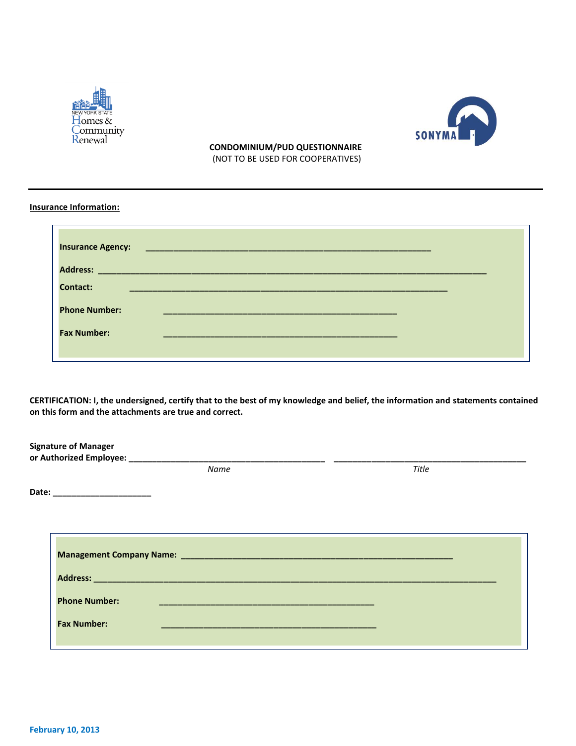NEW YORK STATE
Homes & Community Renewal

SONYMA

**CONDOMINIUM/PUD QUESTIONNAIRE**
(NOT TO BE USED FOR COOPERATIVES)

---

**Insurance Information:**

**Insurance Agency:** ____________________________________________

**Address:** ____________________________________________

**Contact:** ____________________________________________

**Phone Number:** ____________________________________________

**Fax Number:** ____________________________________________

**CERTIFICATION: I, the undersigned, certify that to the best of my knowledge and belief, the information and statements contained on this form and the attachments are true and correct.**

**Signature of Manager or Authorized Employee:** ______________________________ ______________________________
*Name* *Title*

**Date:** ____________________

**Management Company Name:** ____________________________________________

**Address:** ____________________________________________

**Phone Number:** ____________________________________________

**Fax Number:** ____________________________________________

February 10, 2013